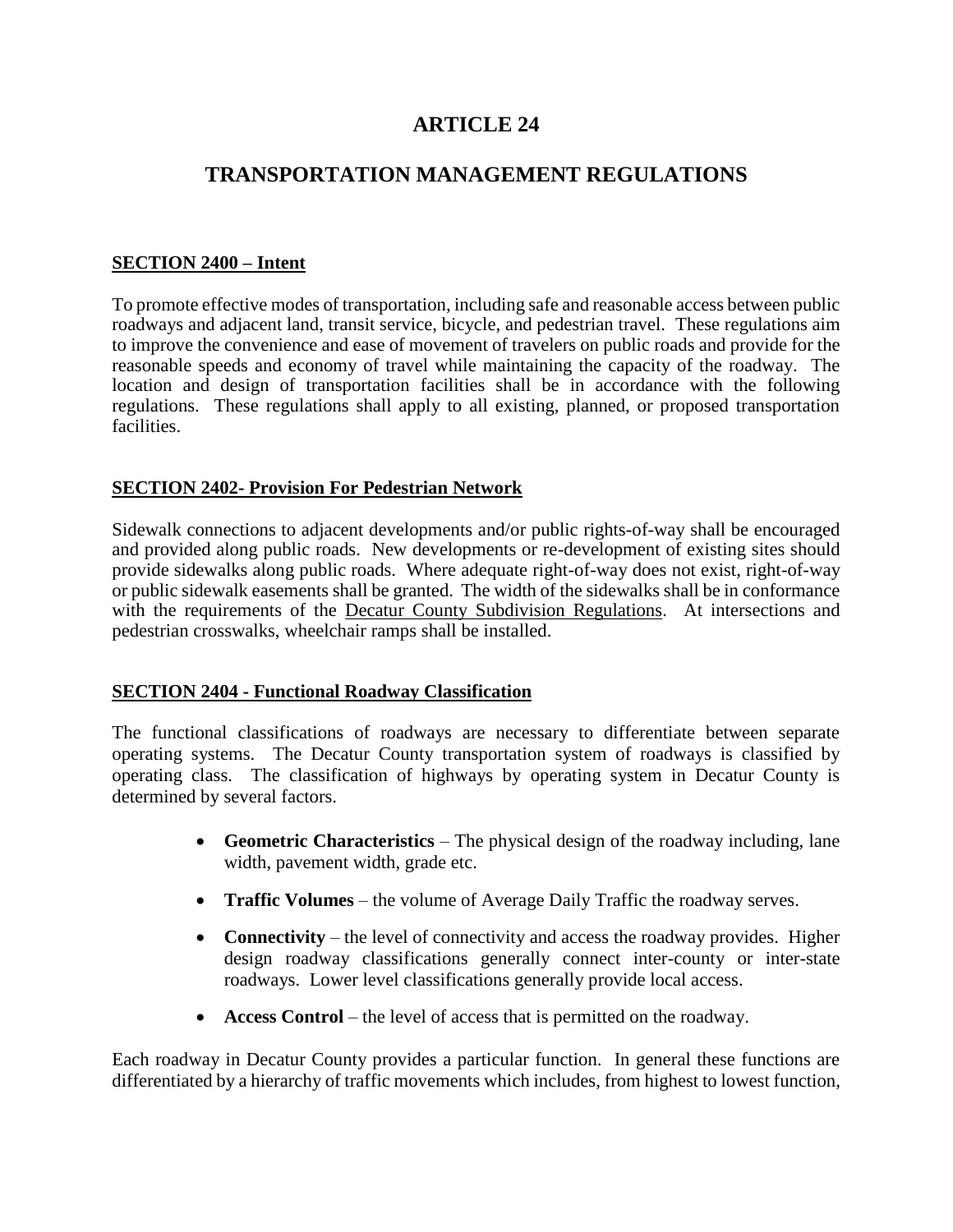# ARTICLE 24

# TRANSPORTATION MANAGEMENT REGULATIONS

## SECTION 2400 – Intent

To promote effective modes of transportation, including safe and reasonable access between public roadways and adjacent land, transit service, bicycle, and pedestrian travel. These regulations aim to improve the convenience and ease of movement of travelers on public roads and provide for the reasonable speeds and economy of travel while maintaining the capacity of the roadway. The location and design of transportation facilities shall be in accordance with the following regulations. These regulations shall apply to all existing, planned, or proposed transportation facilities.

## SECTION 2402- Provision For Pedestrian Network

Sidewalk connections to adjacent developments and/or public rights-of-way shall be encouraged and provided along public roads. New developments or re-development of existing sites should provide sidewalks along public roads. Where adequate right-of-way does not exist, right-of-way or public sidewalk easements shall be granted. The width of the sidewalks shall be in conformance with the requirements of the Decatur County Subdivision Regulations. At intersections and pedestrian crosswalks, wheelchair ramps shall be installed.

## SECTION 2404 - Functional Roadway Classification

The functional classifications of roadways are necessary to differentiate between separate operating systems. The Decatur County transportation system of roadways is classified by operating class. The classification of highways by operating system in Decatur County is determined by several factors.

- **Geometric Characteristics** – The physical design of the roadway including, lane width, pavement width, grade etc.
- **Traffic Volumes** – the volume of Average Daily Traffic the roadway serves.
- **Connectivity** – the level of connectivity and access the roadway provides. Higher design roadway classifications generally connect inter-county or inter-state roadways. Lower level classifications generally provide local access.
- **Access Control** – the level of access that is permitted on the roadway.

Each roadway in Decatur County provides a particular function. In general these functions are differentiated by a hierarchy of traffic movements which includes, from highest to lowest function,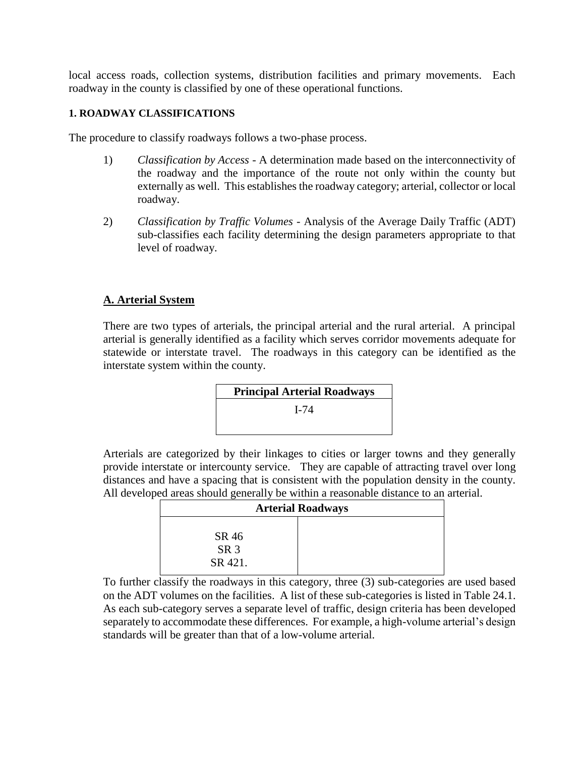local access roads, collection systems, distribution facilities and primary movements. Each roadway in the county is classified by one of these operational functions.

#### 1. ROADWAY CLASSIFICATIONS

The procedure to classify roadways follows a two-phase process.

1) *Classification by Access* - A determination made based on the interconnectivity of the roadway and the importance of the route not only within the county but externally as well. This establishes the roadway category; arterial, collector or local roadway.

2) *Classification by Traffic Volumes* - Analysis of the Average Daily Traffic (ADT) sub-classifies each facility determining the design parameters appropriate to that level of roadway.

### A. Arterial System

There are two types of arterials, the principal arterial and the rural arterial. A principal arterial is generally identified as a facility which serves corridor movements adequate for statewide or interstate travel. The roadways in this category can be identified as the interstate system within the county.

| Principal Arterial Roadways |
| --- |
| I-74 |

Arterials are categorized by their linkages to cities or larger towns and they generally provide interstate or intercounty service. They are capable of attracting travel over long distances and have a spacing that is consistent with the population density in the county. All developed areas should generally be within a reasonable distance to an arterial.

| Arterial Roadways | |
| --- | --- |
| SR 46<br>SR 3<br>SR 421. | |

To further classify the roadways in this category, three (3) sub-categories are used based on the ADT volumes on the facilities. A list of these sub-categories is listed in Table 24.1. As each sub-category serves a separate level of traffic, design criteria has been developed separately to accommodate these differences. For example, a high-volume arterial's design standards will be greater than that of a low-volume arterial.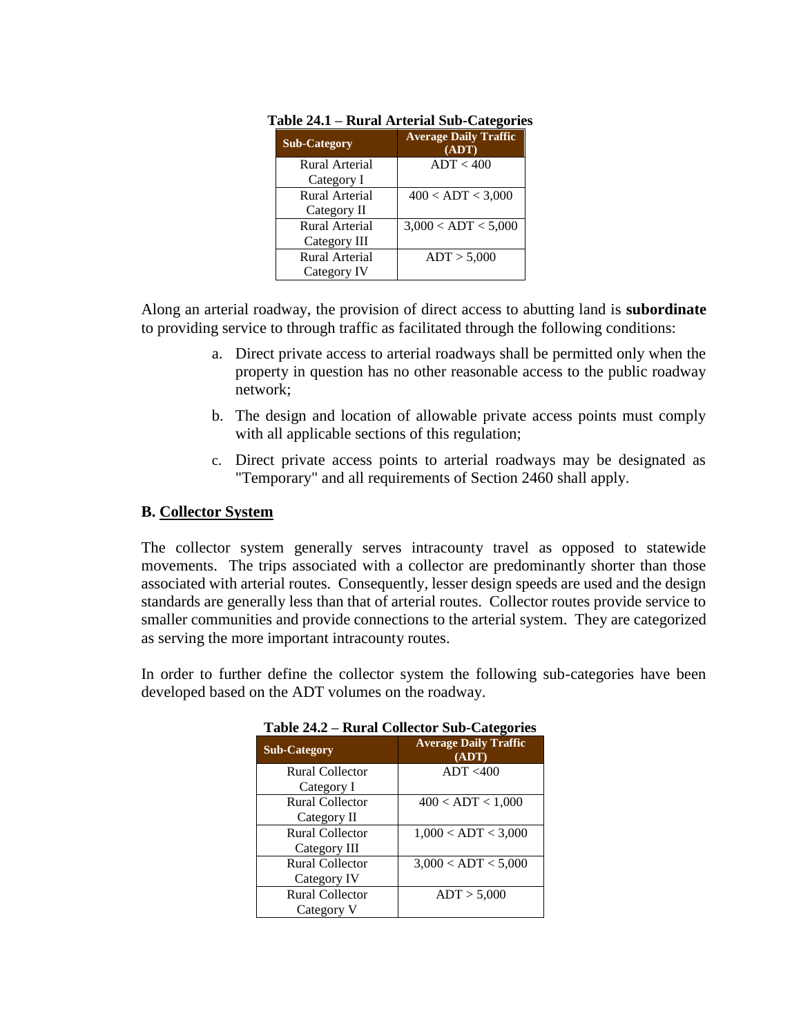**Table 24.1 – Rural Arterial Sub-Categories**

| Sub-Category | Average Daily Traffic (ADT) |
|---|---|
| Rural Arterial Category I | ADT < 400 |
| Rural Arterial Category II | 400 < ADT < 3,000 |
| Rural Arterial Category III | 3,000 < ADT < 5,000 |
| Rural Arterial Category IV | ADT > 5,000 |

Along an arterial roadway, the provision of direct access to abutting land is **subordinate** to providing service to through traffic as facilitated through the following conditions:

a. Direct private access to arterial roadways shall be permitted only when the property in question has no other reasonable access to the public roadway network;

b. The design and location of allowable private access points must comply with all applicable sections of this regulation;

c. Direct private access points to arterial roadways may be designated as "Temporary" and all requirements of Section 2460 shall apply.

### B. Collector System

The collector system generally serves intracounty travel as opposed to statewide movements. The trips associated with a collector are predominantly shorter than those associated with arterial routes. Consequently, lesser design speeds are used and the design standards are generally less than that of arterial routes. Collector routes provide service to smaller communities and provide connections to the arterial system. They are categorized as serving the more important intracounty routes.

In order to further define the collector system the following sub-categories have been developed based on the ADT volumes on the roadway.

**Table 24.2 – Rural Collector Sub-Categories**

| Sub-Category | Average Daily Traffic (ADT) |
|---|---|
| Rural Collector Category I | ADT <400 |
| Rural Collector Category II | 400 < ADT < 1,000 |
| Rural Collector Category III | 1,000 < ADT < 3,000 |
| Rural Collector Category IV | 3,000 < ADT < 5,000 |
| Rural Collector Category V | ADT > 5,000 |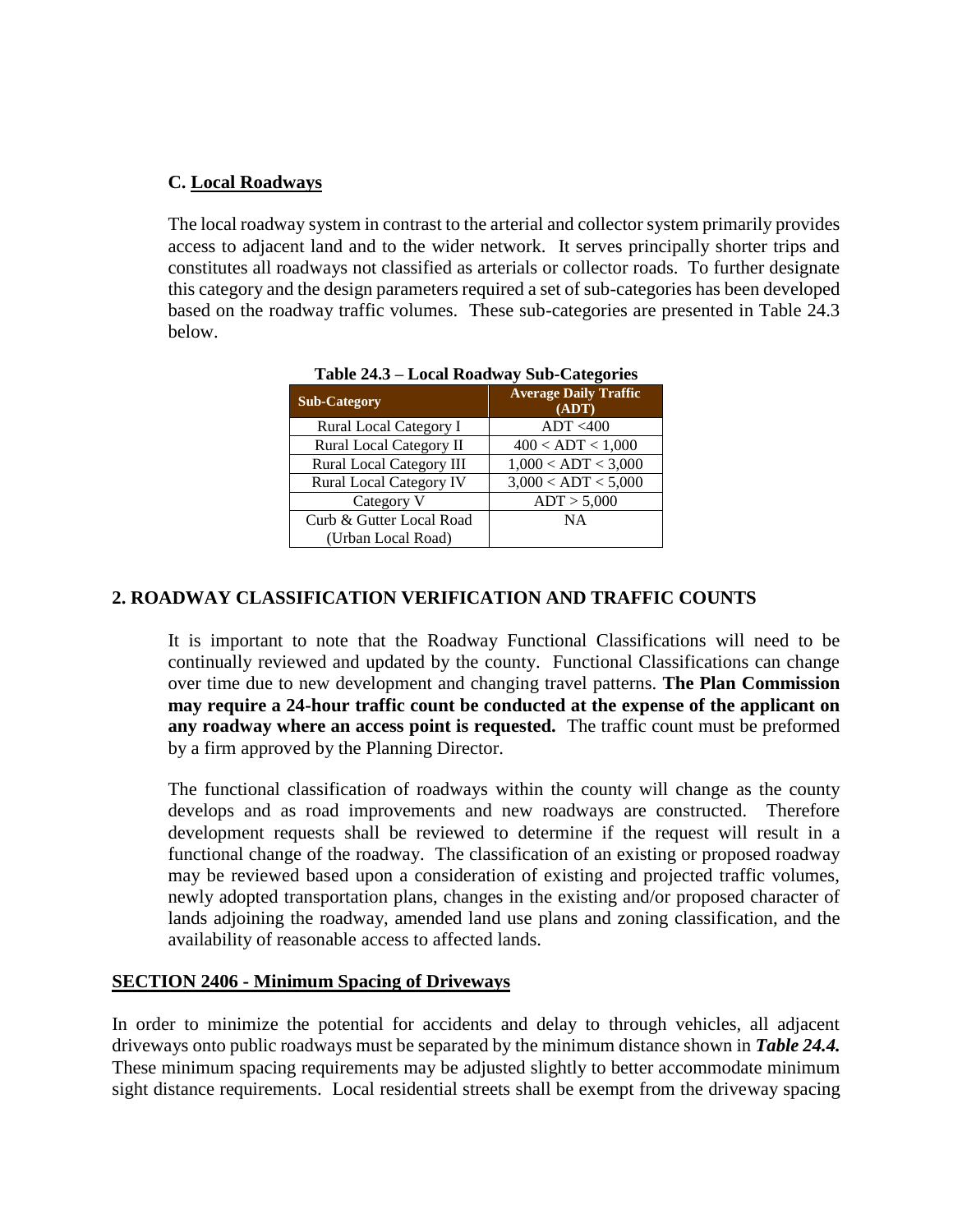### C. Local Roadways

The local roadway system in contrast to the arterial and collector system primarily provides access to adjacent land and to the wider network. It serves principally shorter trips and constitutes all roadways not classified as arterials or collector roads. To further designate this category and the design parameters required a set of sub-categories has been developed based on the roadway traffic volumes. These sub-categories are presented in Table 24.3 below.

**Table 24.3 – Local Roadway Sub-Categories**

| Sub-Category | Average Daily Traffic (ADT) |
|---|---|
| Rural Local Category I | ADT <400 |
| Rural Local Category II | 400 < ADT < 1,000 |
| Rural Local Category III | 1,000 < ADT < 3,000 |
| Rural Local Category IV | 3,000 < ADT < 5,000 |
| Category V | ADT > 5,000 |
| Curb & Gutter Local Road (Urban Local Road) | NA |

## 2. ROADWAY CLASSIFICATION VERIFICATION AND TRAFFIC COUNTS

It is important to note that the Roadway Functional Classifications will need to be continually reviewed and updated by the county. Functional Classifications can change over time due to new development and changing travel patterns. **The Plan Commission may require a 24-hour traffic count be conducted at the expense of the applicant on any roadway where an access point is requested.** The traffic count must be preformed by a firm approved by the Planning Director.

The functional classification of roadways within the county will change as the county develops and as road improvements and new roadways are constructed. Therefore development requests shall be reviewed to determine if the request will result in a functional change of the roadway. The classification of an existing or proposed roadway may be reviewed based upon a consideration of existing and projected traffic volumes, newly adopted transportation plans, changes in the existing and/or proposed character of lands adjoining the roadway, amended land use plans and zoning classification, and the availability of reasonable access to affected lands.

## SECTION 2406 - Minimum Spacing of Driveways

In order to minimize the potential for accidents and delay to through vehicles, all adjacent driveways onto public roadways must be separated by the minimum distance shown in ***Table 24.4.*** These minimum spacing requirements may be adjusted slightly to better accommodate minimum sight distance requirements. Local residential streets shall be exempt from the driveway spacing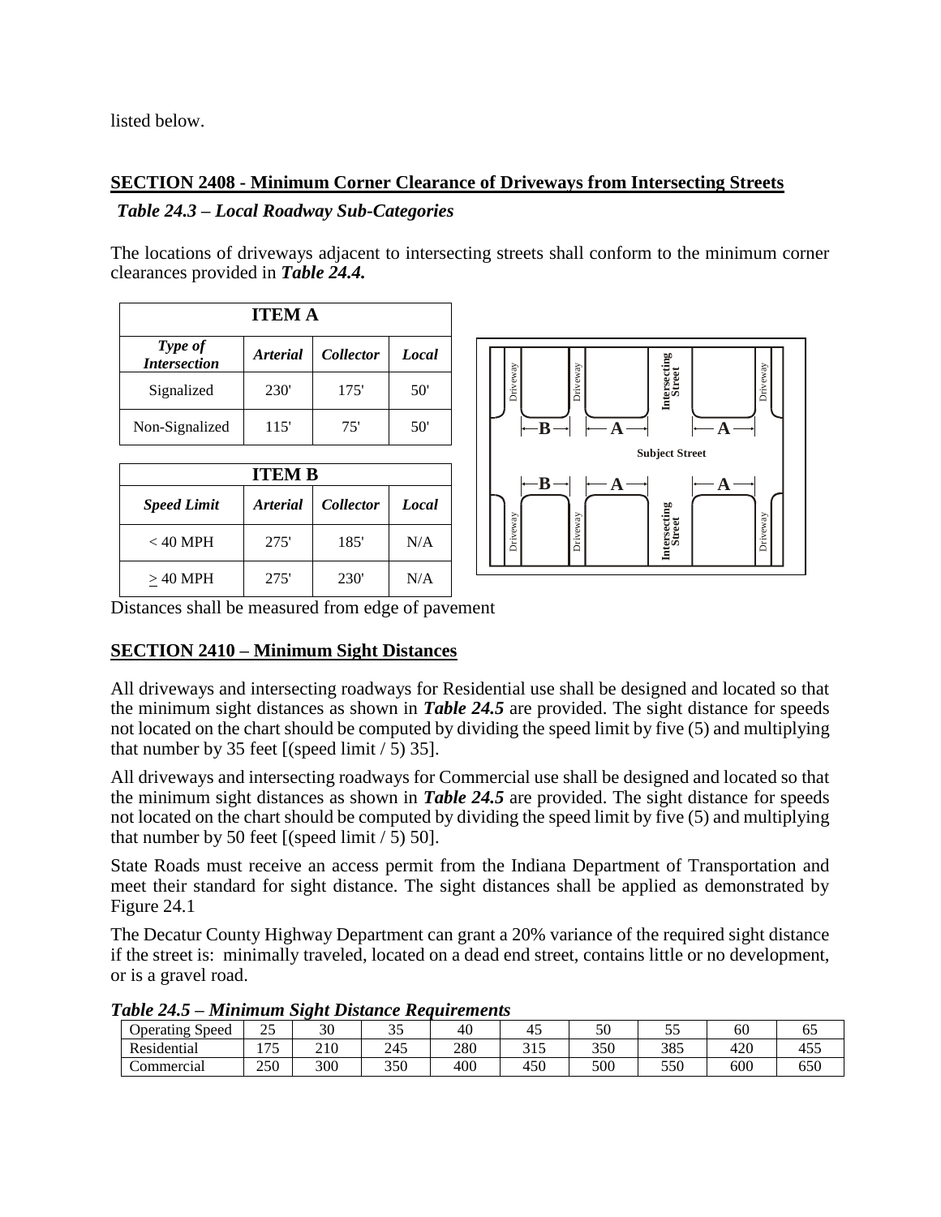listed below.

## SECTION 2408 - Minimum Corner Clearance of Driveways from Intersecting Streets

*Table 24.3 – Local Roadway Sub-Categories*

The locations of driveways adjacent to intersecting streets shall conform to the minimum corner clearances provided in ***Table 24.4.***

| ITEM A | | | |
|---|---|---|---|
| ***Type of Intersection*** | ***Arterial*** | ***Collector*** | ***Local*** |
| Signalized | 230' | 175' | 50' |
| Non-Signalized | 115' | 75' | 50' |

| ITEM B | | | |
|---|---|---|---|
| ***Speed Limit*** | ***Arterial*** | ***Collector*** | ***Local*** |
| < 40 MPH | 275' | 185' | N/A |
| ≥ 40 MPH | 275' | 230' | N/A |

Distances shall be measured from edge of pavement

## SECTION 2410 – Minimum Sight Distances

All driveways and intersecting roadways for Residential use shall be designed and located so that the minimum sight distances as shown in ***Table 24.5*** are provided. The sight distance for speeds not located on the chart should be computed by dividing the speed limit by five (5) and multiplying that number by 35 feet [(speed limit / 5) 35].

All driveways and intersecting roadways for Commercial use shall be designed and located so that the minimum sight distances as shown in ***Table 24.5*** are provided. The sight distance for speeds not located on the chart should be computed by dividing the speed limit by five (5) and multiplying that number by 50 feet [(speed limit / 5) 50].

State Roads must receive an access permit from the Indiana Department of Transportation and meet their standard for sight distance. The sight distances shall be applied as demonstrated by Figure 24.1

The Decatur County Highway Department can grant a 20% variance of the required sight distance if the street is: minimally traveled, located on a dead end street, contains little or no development, or is a gravel road.

***Table 24.5 – Minimum Sight Distance Requirements***

| Operating Speed | 25 | 30 | 35 | 40 | 45 | 50 | 55 | 60 | 65 |
|---|---|---|---|---|---|---|---|---|---|
| Residential | 175 | 210 | 245 | 280 | 315 | 350 | 385 | 420 | 455 |
| Commercial | 250 | 300 | 350 | 400 | 450 | 500 | 550 | 600 | 650 |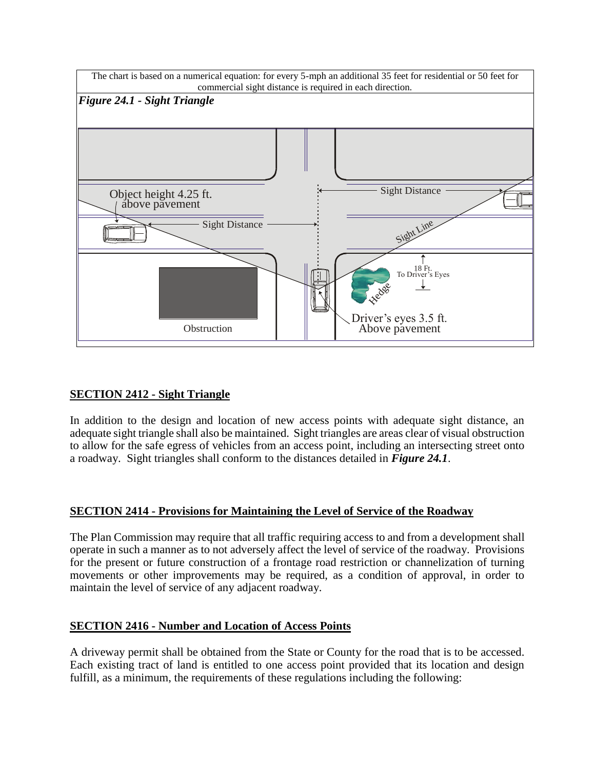The chart is based on a numerical equation: for every 5-mph an additional 35 feet for residential or 50 feet for commercial sight distance is required in each direction.

*Figure 24.1 - Sight Triangle*

## SECTION 2412 - Sight Triangle

In addition to the design and location of new access points with adequate sight distance, an adequate sight triangle shall also be maintained. Sight triangles are areas clear of visual obstruction to allow for the safe egress of vehicles from an access point, including an intersecting street onto a roadway. Sight triangles shall conform to the distances detailed in ***Figure 24.1***.

## SECTION 2414 - Provisions for Maintaining the Level of Service of the Roadway

The Plan Commission may require that all traffic requiring access to and from a development shall operate in such a manner as to not adversely affect the level of service of the roadway. Provisions for the present or future construction of a frontage road restriction or channelization of turning movements or other improvements may be required, as a condition of approval, in order to maintain the level of service of any adjacent roadway.

## SECTION 2416 - Number and Location of Access Points

A driveway permit shall be obtained from the State or County for the road that is to be accessed. Each existing tract of land is entitled to one access point provided that its location and design fulfill, as a minimum, the requirements of these regulations including the following: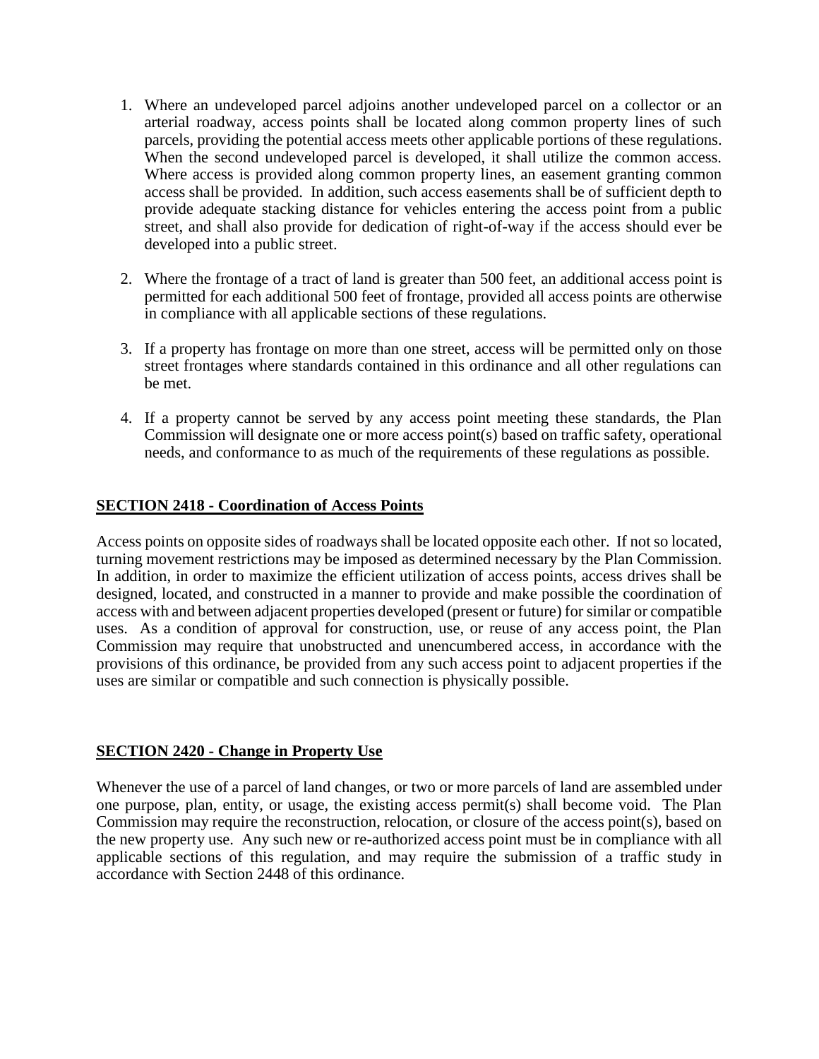1. Where an undeveloped parcel adjoins another undeveloped parcel on a collector or an arterial roadway, access points shall be located along common property lines of such parcels, providing the potential access meets other applicable portions of these regulations. When the second undeveloped parcel is developed, it shall utilize the common access. Where access is provided along common property lines, an easement granting common access shall be provided. In addition, such access easements shall be of sufficient depth to provide adequate stacking distance for vehicles entering the access point from a public street, and shall also provide for dedication of right-of-way if the access should ever be developed into a public street.

2. Where the frontage of a tract of land is greater than 500 feet, an additional access point is permitted for each additional 500 feet of frontage, provided all access points are otherwise in compliance with all applicable sections of these regulations.

3. If a property has frontage on more than one street, access will be permitted only on those street frontages where standards contained in this ordinance and all other regulations can be met.

4. If a property cannot be served by any access point meeting these standards, the Plan Commission will designate one or more access point(s) based on traffic safety, operational needs, and conformance to as much of the requirements of these regulations as possible.

## SECTION 2418 - Coordination of Access Points

Access points on opposite sides of roadways shall be located opposite each other. If not so located, turning movement restrictions may be imposed as determined necessary by the Plan Commission. In addition, in order to maximize the efficient utilization of access points, access drives shall be designed, located, and constructed in a manner to provide and make possible the coordination of access with and between adjacent properties developed (present or future) for similar or compatible uses. As a condition of approval for construction, use, or reuse of any access point, the Plan Commission may require that unobstructed and unencumbered access, in accordance with the provisions of this ordinance, be provided from any such access point to adjacent properties if the uses are similar or compatible and such connection is physically possible.

## SECTION 2420 - Change in Property Use

Whenever the use of a parcel of land changes, or two or more parcels of land are assembled under one purpose, plan, entity, or usage, the existing access permit(s) shall become void. The Plan Commission may require the reconstruction, relocation, or closure of the access point(s), based on the new property use. Any such new or re-authorized access point must be in compliance with all applicable sections of this regulation, and may require the submission of a traffic study in accordance with Section 2448 of this ordinance.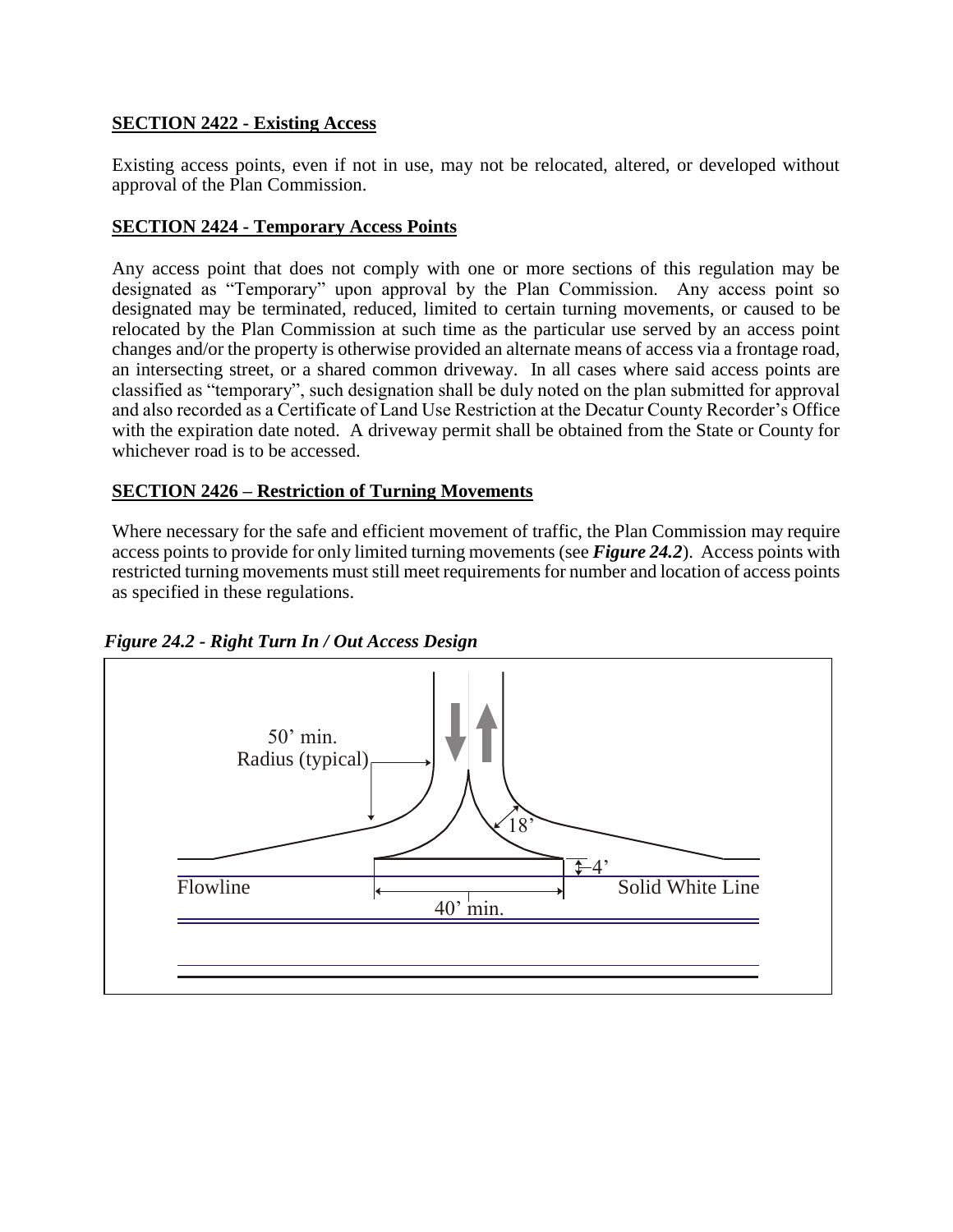**SECTION 2422 - Existing Access**

Existing access points, even if not in use, may not be relocated, altered, or developed without approval of the Plan Commission.

**SECTION 2424 - Temporary Access Points**

Any access point that does not comply with one or more sections of this regulation may be designated as "Temporary" upon approval by the Plan Commission. Any access point so designated may be terminated, reduced, limited to certain turning movements, or caused to be relocated by the Plan Commission at such time as the particular use served by an access point changes and/or the property is otherwise provided an alternate means of access via a frontage road, an intersecting street, or a shared common driveway. In all cases where said access points are classified as "temporary", such designation shall be duly noted on the plan submitted for approval and also recorded as a Certificate of Land Use Restriction at the Decatur County Recorder's Office with the expiration date noted. A driveway permit shall be obtained from the State or County for whichever road is to be accessed.

**SECTION 2426 – Restriction of Turning Movements**

Where necessary for the safe and efficient movement of traffic, the Plan Commission may require access points to provide for only limited turning movements (see ***Figure 24.2***). Access points with restricted turning movements must still meet requirements for number and location of access points as specified in these regulations.

***Figure 24.2 - Right Turn In / Out Access Design***

50' min. Radius (typical)

18'

4'

Flowline

Solid White Line

40' min.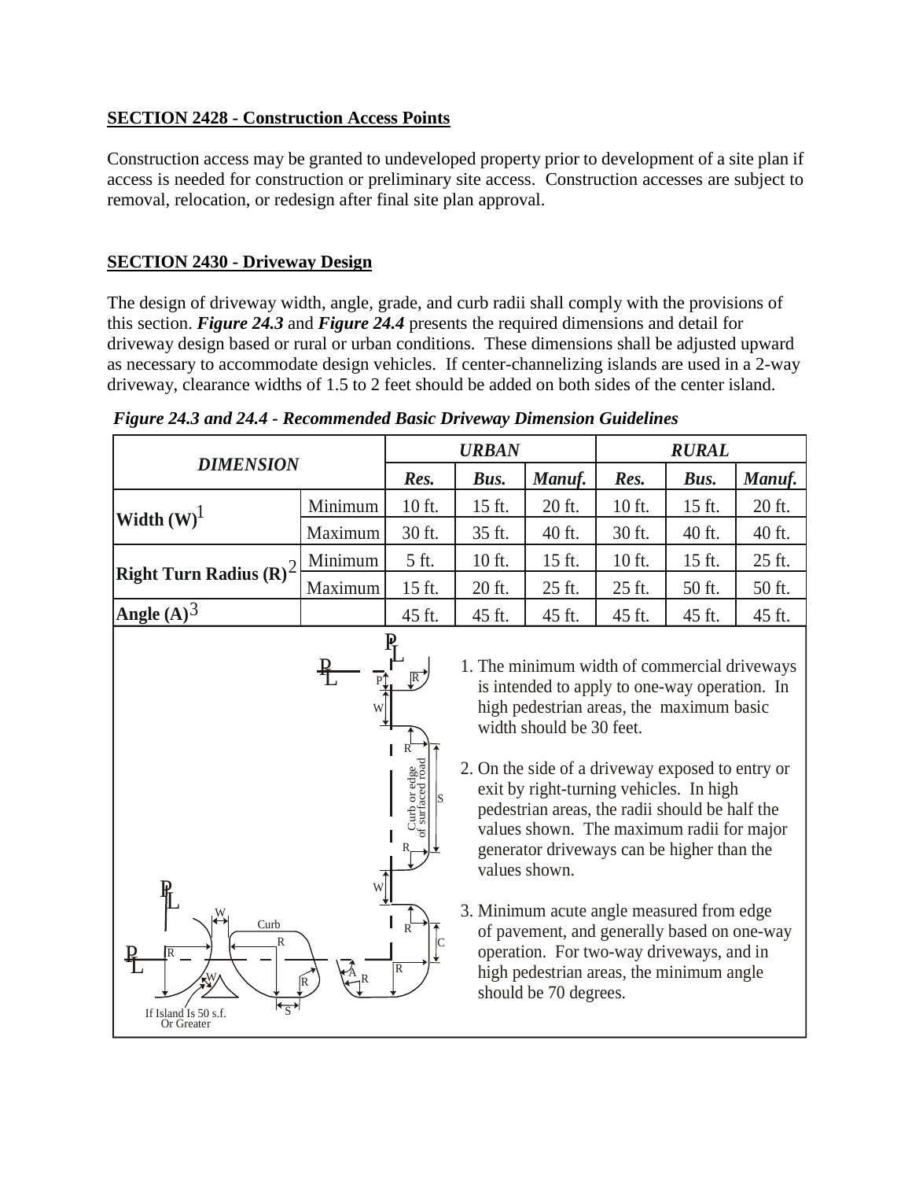**SECTION 2428 - Construction Access Points**

Construction access may be granted to undeveloped property prior to development of a site plan if access is needed for construction or preliminary site access. Construction accesses are subject to removal, relocation, or redesign after final site plan approval.

**SECTION 2430 - Driveway Design**

The design of driveway width, angle, grade, and curb radii shall comply with the provisions of this section. ***Figure 24.3*** and ***Figure 24.4*** presents the required dimensions and detail for driveway design based or rural or urban conditions. These dimensions shall be adjusted upward as necessary to accommodate design vehicles. If center-channelizing islands are used in a 2-way driveway, clearance widths of 1.5 to 2 feet should be added on both sides of the center island.

***Figure 24.3 and 24.4 - Recommended Basic Driveway Dimension Guidelines***

| ***DIMENSION*** | | ***URBAN*** | | | ***RURAL*** | | |
|---|---|---|---|---|---|---|---|
| | | ***Res.*** | ***Bus.*** | ***Manuf.*** | ***Res.*** | ***Bus.*** | ***Manuf.*** |
| **Width (W)**[1] | Minimum | 10 ft. | 15 ft. | 20 ft. | 10 ft. | 15 ft. | 20 ft. |
| | Maximum | 30 ft. | 35 ft. | 40 ft. | 30 ft. | 40 ft. | 40 ft. |
| **Right Turn Radius (R)**[2] | Minimum | 5 ft. | 10 ft. | 15 ft. | 10 ft. | 15 ft. | 25 ft. |
| | Maximum | 15 ft. | 20 ft. | 25 ft. | 25 ft. | 50 ft. | 50 ft. |
| **Angle (A)**[3] | | 45 ft. | 45 ft. | 45 ft. | 45 ft. | 45 ft. | 45 ft. |

1. The minimum width of commercial driveways is intended to apply to one-way operation. In high pedestrian areas, the maximum basic width should be 30 feet.
2. On the side of a driveway exposed to entry or exit by right-turning vehicles. In high pedestrian areas, the radii should be half the values shown. The maximum radii for major generator driveways can be higher than the values shown.
3. Minimum acute angle measured from edge of pavement, and generally based on one-way operation. For two-way driveways, and in high pedestrian areas, the minimum angle should be 70 degrees.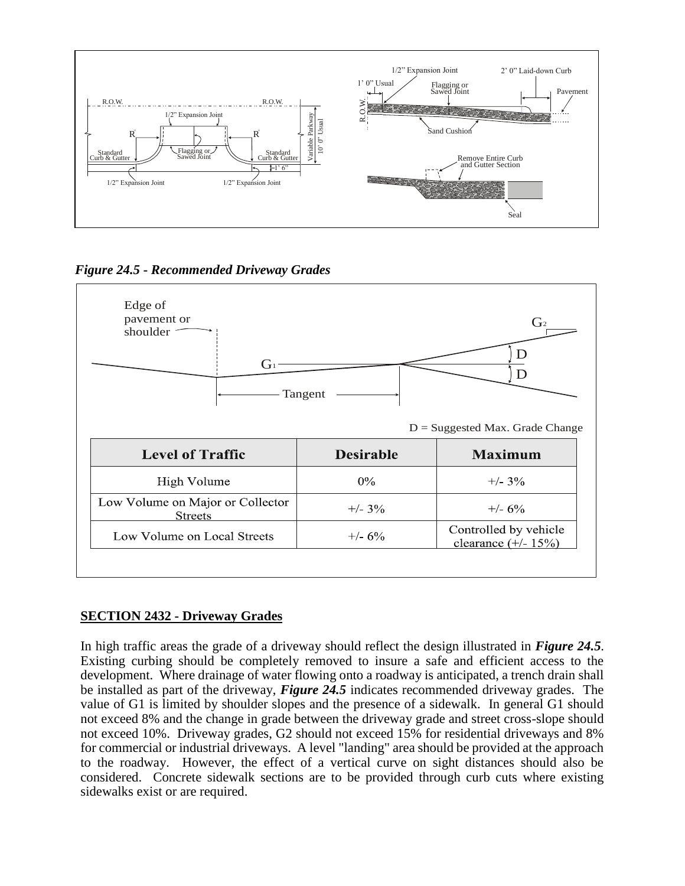*Figure 24.5 - Recommended Driveway Grades*

D = Suggested Max. Grade Change

| Level of Traffic | Desirable | Maximum |
|---|---|---|
| High Volume | 0% | +/- 3% |
| Low Volume on Major or Collector Streets | +/- 3% | +/- 6% |
| Low Volume on Local Streets | +/- 6% | Controlled by vehicle clearance (+/- 15%) |

## SECTION 2432 - Driveway Grades

In high traffic areas the grade of a driveway should reflect the design illustrated in ***Figure 24.5***. Existing curbing should be completely removed to insure a safe and efficient access to the development. Where drainage of water flowing onto a roadway is anticipated, a trench drain shall be installed as part of the driveway, ***Figure 24.5*** indicates recommended driveway grades. The value of G1 is limited by shoulder slopes and the presence of a sidewalk. In general G1 should not exceed 8% and the change in grade between the driveway grade and street cross-slope should not exceed 10%. Driveway grades, G2 should not exceed 15% for residential driveways and 8% for commercial or industrial driveways. A level "landing" area should be provided at the approach to the roadway. However, the effect of a vertical curve on sight distances should also be considered. Concrete sidewalk sections are to be provided through curb cuts where existing sidewalks exist or are required.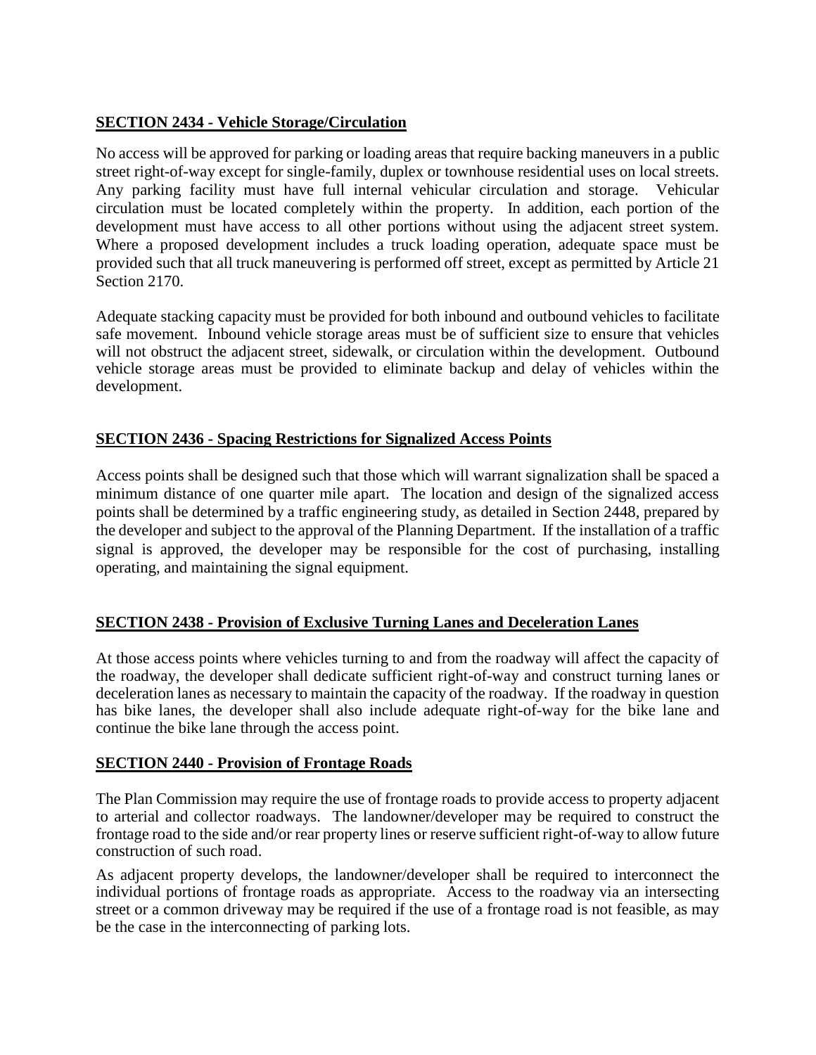## SECTION 2434 - Vehicle Storage/Circulation

No access will be approved for parking or loading areas that require backing maneuvers in a public street right-of-way except for single-family, duplex or townhouse residential uses on local streets. Any parking facility must have full internal vehicular circulation and storage. Vehicular circulation must be located completely within the property. In addition, each portion of the development must have access to all other portions without using the adjacent street system. Where a proposed development includes a truck loading operation, adequate space must be provided such that all truck maneuvering is performed off street, except as permitted by Article 21 Section 2170.

Adequate stacking capacity must be provided for both inbound and outbound vehicles to facilitate safe movement. Inbound vehicle storage areas must be of sufficient size to ensure that vehicles will not obstruct the adjacent street, sidewalk, or circulation within the development. Outbound vehicle storage areas must be provided to eliminate backup and delay of vehicles within the development.

## SECTION 2436 - Spacing Restrictions for Signalized Access Points

Access points shall be designed such that those which will warrant signalization shall be spaced a minimum distance of one quarter mile apart. The location and design of the signalized access points shall be determined by a traffic engineering study, as detailed in Section 2448, prepared by the developer and subject to the approval of the Planning Department. If the installation of a traffic signal is approved, the developer may be responsible for the cost of purchasing, installing operating, and maintaining the signal equipment.

## SECTION 2438 - Provision of Exclusive Turning Lanes and Deceleration Lanes

At those access points where vehicles turning to and from the roadway will affect the capacity of the roadway, the developer shall dedicate sufficient right-of-way and construct turning lanes or deceleration lanes as necessary to maintain the capacity of the roadway. If the roadway in question has bike lanes, the developer shall also include adequate right-of-way for the bike lane and continue the bike lane through the access point.

## SECTION 2440 - Provision of Frontage Roads

The Plan Commission may require the use of frontage roads to provide access to property adjacent to arterial and collector roadways. The landowner/developer may be required to construct the frontage road to the side and/or rear property lines or reserve sufficient right-of-way to allow future construction of such road.

As adjacent property develops, the landowner/developer shall be required to interconnect the individual portions of frontage roads as appropriate. Access to the roadway via an intersecting street or a common driveway may be required if the use of a frontage road is not feasible, as may be the case in the interconnecting of parking lots.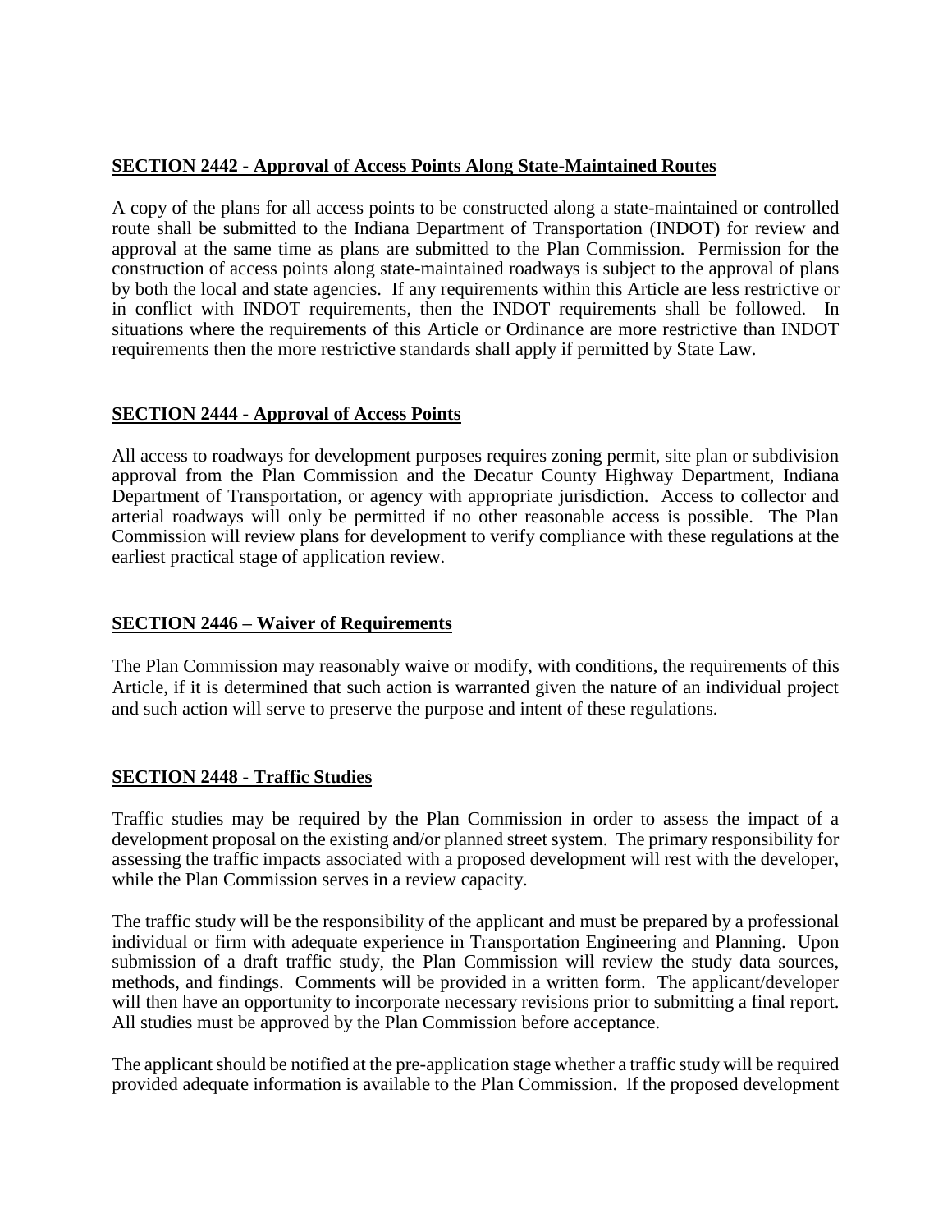## SECTION 2442 - Approval of Access Points Along State-Maintained Routes

A copy of the plans for all access points to be constructed along a state-maintained or controlled route shall be submitted to the Indiana Department of Transportation (INDOT) for review and approval at the same time as plans are submitted to the Plan Commission. Permission for the construction of access points along state-maintained roadways is subject to the approval of plans by both the local and state agencies. If any requirements within this Article are less restrictive or in conflict with INDOT requirements, then the INDOT requirements shall be followed. In situations where the requirements of this Article or Ordinance are more restrictive than INDOT requirements then the more restrictive standards shall apply if permitted by State Law.

## SECTION 2444 - Approval of Access Points

All access to roadways for development purposes requires zoning permit, site plan or subdivision approval from the Plan Commission and the Decatur County Highway Department, Indiana Department of Transportation, or agency with appropriate jurisdiction. Access to collector and arterial roadways will only be permitted if no other reasonable access is possible. The Plan Commission will review plans for development to verify compliance with these regulations at the earliest practical stage of application review.

## SECTION 2446 – Waiver of Requirements

The Plan Commission may reasonably waive or modify, with conditions, the requirements of this Article, if it is determined that such action is warranted given the nature of an individual project and such action will serve to preserve the purpose and intent of these regulations.

## SECTION 2448 - Traffic Studies

Traffic studies may be required by the Plan Commission in order to assess the impact of a development proposal on the existing and/or planned street system. The primary responsibility for assessing the traffic impacts associated with a proposed development will rest with the developer, while the Plan Commission serves in a review capacity.

The traffic study will be the responsibility of the applicant and must be prepared by a professional individual or firm with adequate experience in Transportation Engineering and Planning. Upon submission of a draft traffic study, the Plan Commission will review the study data sources, methods, and findings. Comments will be provided in a written form. The applicant/developer will then have an opportunity to incorporate necessary revisions prior to submitting a final report. All studies must be approved by the Plan Commission before acceptance.

The applicant should be notified at the pre-application stage whether a traffic study will be required provided adequate information is available to the Plan Commission. If the proposed development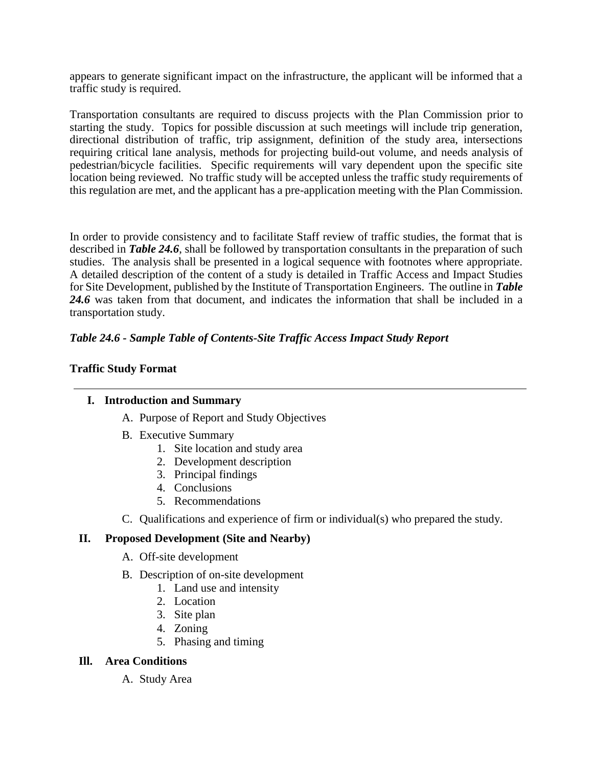appears to generate significant impact on the infrastructure, the applicant will be informed that a traffic study is required.

Transportation consultants are required to discuss projects with the Plan Commission prior to starting the study. Topics for possible discussion at such meetings will include trip generation, directional distribution of traffic, trip assignment, definition of the study area, intersections requiring critical lane analysis, methods for projecting build-out volume, and needs analysis of pedestrian/bicycle facilities. Specific requirements will vary dependent upon the specific site location being reviewed. No traffic study will be accepted unless the traffic study requirements of this regulation are met, and the applicant has a pre-application meeting with the Plan Commission.

In order to provide consistency and to facilitate Staff review of traffic studies, the format that is described in ***Table 24.6***, shall be followed by transportation consultants in the preparation of such studies. The analysis shall be presented in a logical sequence with footnotes where appropriate. A detailed description of the content of a study is detailed in Traffic Access and Impact Studies for Site Development, published by the Institute of Transportation Engineers. The outline in ***Table 24.6*** was taken from that document, and indicates the information that shall be included in a transportation study.

***Table 24.6 - Sample Table of Contents-Site Traffic Access Impact Study Report***

**Traffic Study Format**

---

**I. Introduction and Summary**

A. Purpose of Report and Study Objectives

B. Executive Summary
   1. Site location and study area
   2. Development description
   3. Principal findings
   4. Conclusions
   5. Recommendations

C. Qualifications and experience of firm or individual(s) who prepared the study.

**II. Proposed Development (Site and Nearby)**

A. Off-site development

B. Description of on-site development
   1. Land use and intensity
   2. Location
   3. Site plan
   4. Zoning
   5. Phasing and timing

**Ill. Area Conditions**

A. Study Area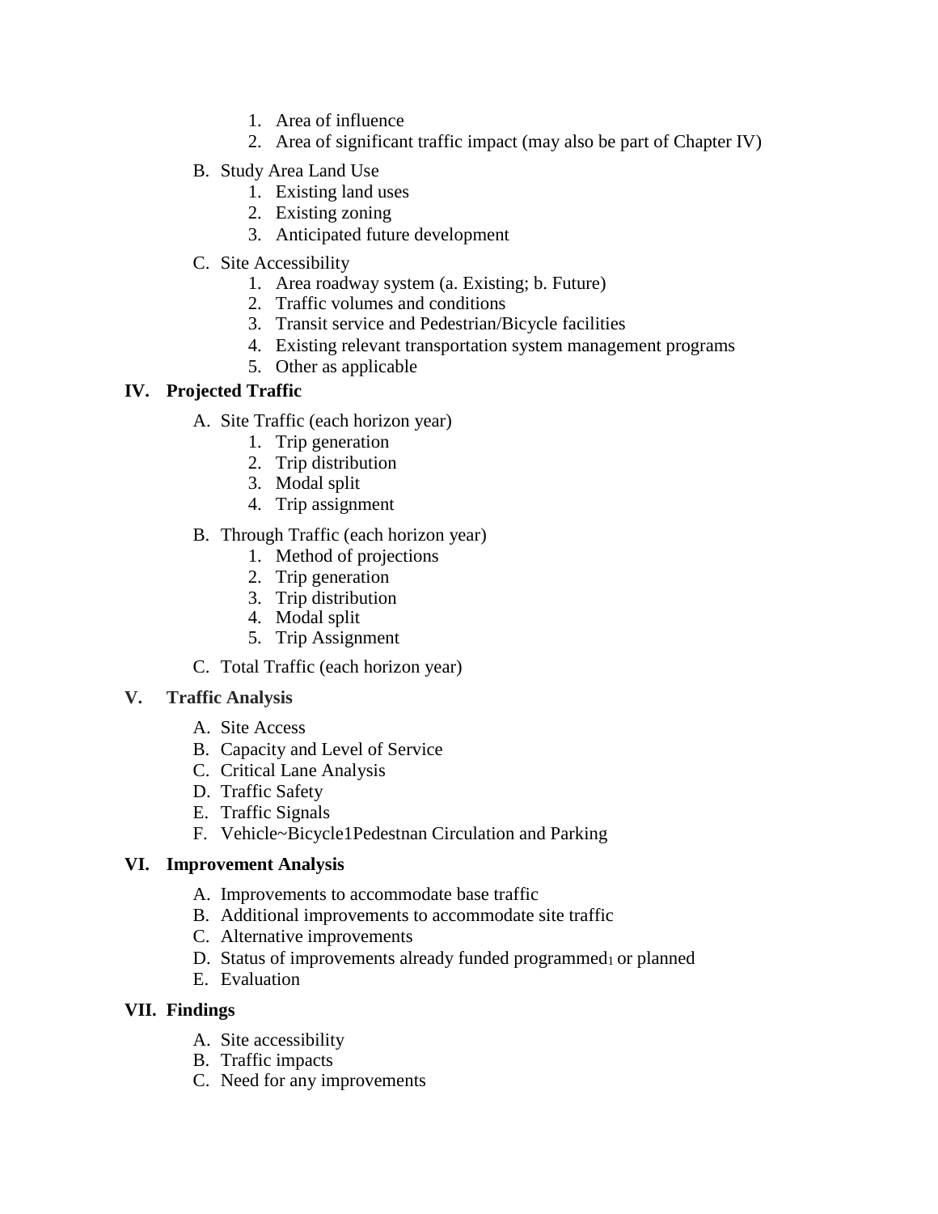1. Area of influence
2. Area of significant traffic impact (may also be part of Chapter IV)

B. Study Area Land Use
   1. Existing land uses
   2. Existing zoning
   3. Anticipated future development

C. Site Accessibility
   1. Area roadway system (a. Existing; b. Future)
   2. Traffic volumes and conditions
   3. Transit service and Pedestrian/Bicycle facilities
   4. Existing relevant transportation system management programs
   5. Other as applicable

**IV. Projected Traffic**

A. Site Traffic (each horizon year)
   1. Trip generation
   2. Trip distribution
   3. Modal split
   4. Trip assignment

B. Through Traffic (each horizon year)
   1. Method of projections
   2. Trip generation
   3. Trip distribution
   4. Modal split
   5. Trip Assignment

C. Total Traffic (each horizon year)

**V. Traffic Analysis**

A. Site Access
B. Capacity and Level of Service
C. Critical Lane Analysis
D. Traffic Safety
E. Traffic Signals
F. Vehicle~Bicycle1Pedestnan Circulation and Parking

**VI. Improvement Analysis**

A. Improvements to accommodate base traffic
B. Additional improvements to accommodate site traffic
C. Alternative improvements
D. Status of improvements already funded programmed1 or planned
E. Evaluation

**VII. Findings**

A. Site accessibility
B. Traffic impacts
C. Need for any improvements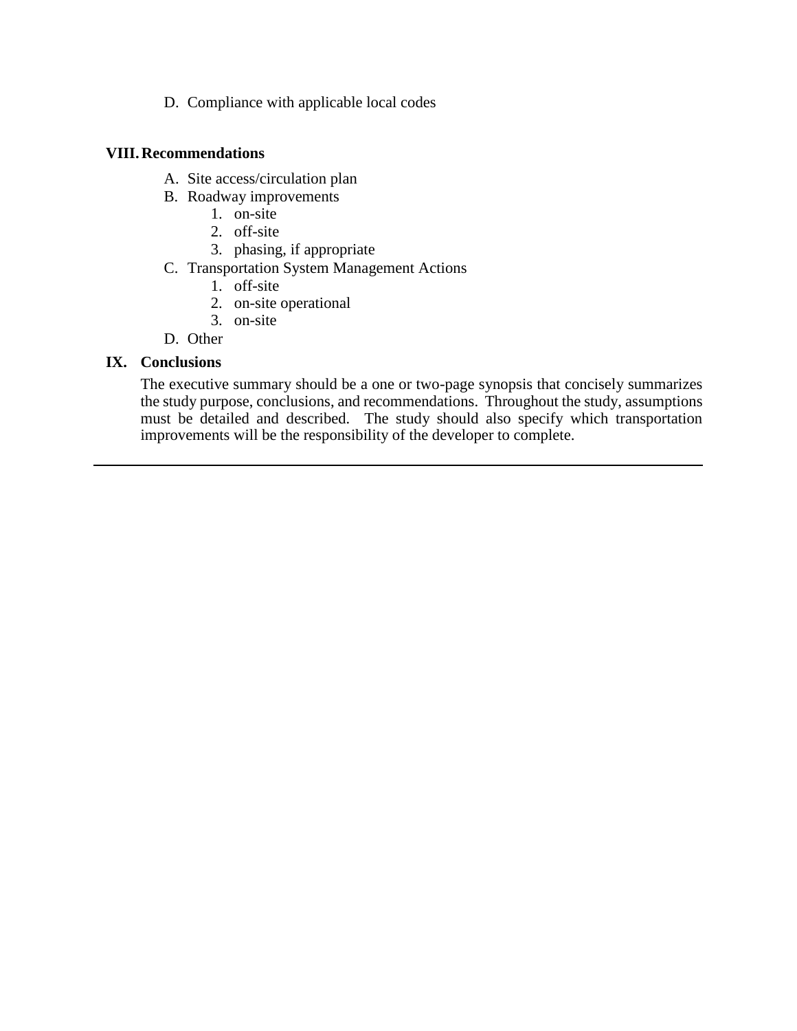D. Compliance with applicable local codes

**VIII. Recommendations**

A. Site access/circulation plan
B. Roadway improvements
   1. on-site
   2. off-site
   3. phasing, if appropriate
C. Transportation System Management Actions
   1. off-site
   2. on-site operational
   3. on-site
D. Other

**IX. Conclusions**

The executive summary should be a one or two-page synopsis that concisely summarizes the study purpose, conclusions, and recommendations. Throughout the study, assumptions must be detailed and described. The study should also specify which transportation improvements will be the responsibility of the developer to complete.

---